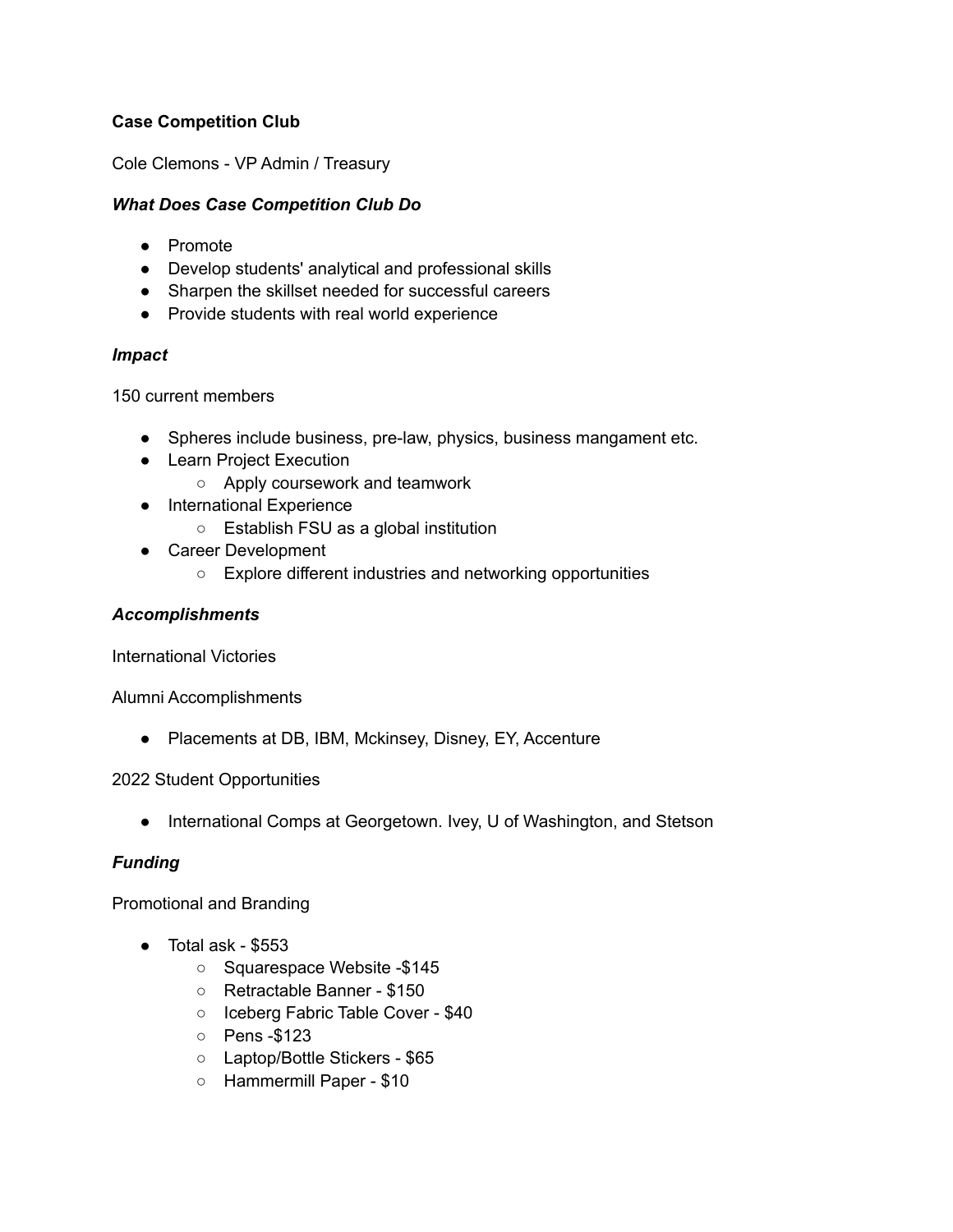**Case Competition Club**

Cole Clemons - VP Admin / Treasury

***What Does Case Competition Club Do***

- Promote
- Develop students' analytical and professional skills
- Sharpen the skillset needed for successful careers
- Provide students with real world experience

***Impact***

150 current members

- Spheres include business, pre-law, physics, business mangament etc.
- Learn Project Execution
    - Apply coursework and teamwork
- International Experience
    - Establish FSU as a global institution
- Career Development
    - Explore different industries and networking opportunities

***Accomplishments***

International Victories

Alumni Accomplishments

- Placements at DB, IBM, Mckinsey, Disney, EY, Accenture

2022 Student Opportunities

- International Comps at Georgetown. Ivey, U of Washington, and Stetson

***Funding***

Promotional and Branding

- Total ask - $553
    - Squarespace Website -$145
    - Retractable Banner - $150
    - Iceberg Fabric Table Cover - $40
    - Pens -$123
    - Laptop/Bottle Stickers - $65
    - Hammermill Paper - $10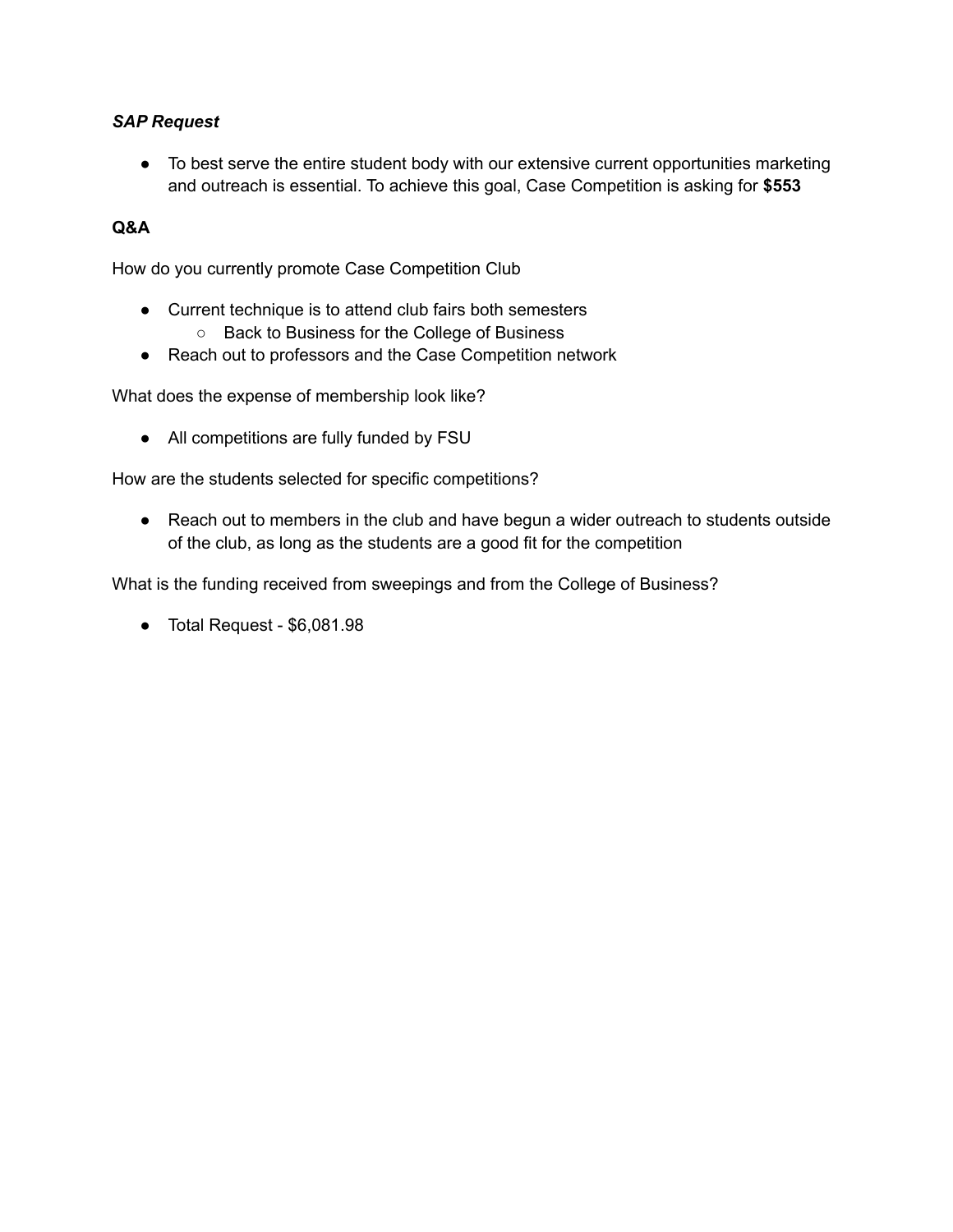***SAP Request***

- To best serve the entire student body with our extensive current opportunities marketing and outreach is essential. To achieve this goal, Case Competition is asking for **$553**

**Q&A**

How do you currently promote Case Competition Club

- Current technique is to attend club fairs both semesters
  - Back to Business for the College of Business
- Reach out to professors and the Case Competition network

What does the expense of membership look like?

- All competitions are fully funded by FSU

How are the students selected for specific competitions?

- Reach out to members in the club and have begun a wider outreach to students outside of the club, as long as the students are a good fit for the competition

What is the funding received from sweepings and from the College of Business?

- Total Request - $6,081.98